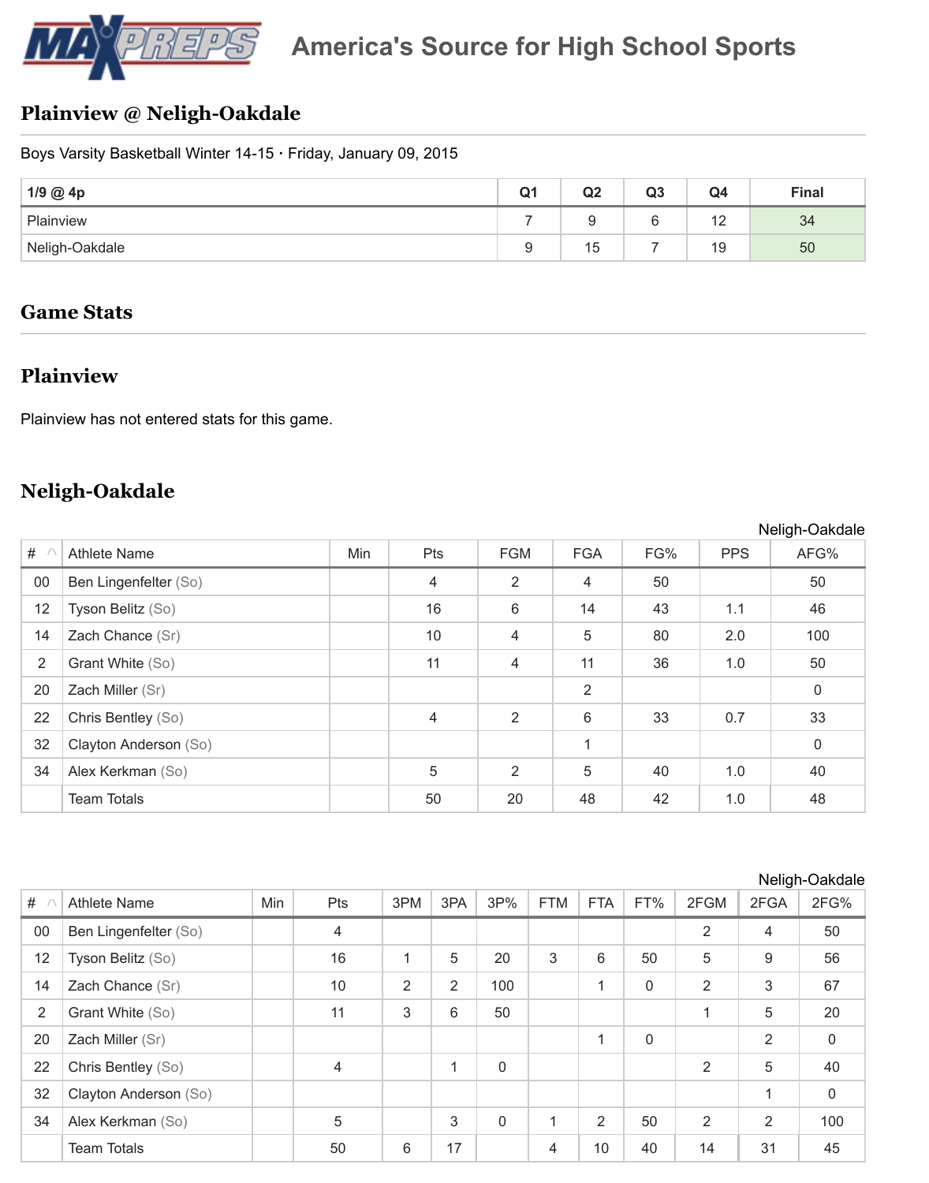MAXPREPS America's Source for High School Sports

## Plainview @ Neligh-Oakdale

Boys Varsity Basketball Winter 14-15 · Friday, January 09, 2015

| 1/9 @ 4p | Q1 | Q2 | Q3 | Q4 | Final |
|---|---|---|---|---|---|
| Plainview | 7 | 9 | 6 | 12 | 34 |
| Neligh-Oakdale | 9 | 15 | 7 | 19 | 50 |

## Game Stats

## Plainview

Plainview has not entered stats for this game.

## Neligh-Oakdale

Neligh-Oakdale

| # | Athlete Name | Min | Pts | FGM | FGA | FG% | PPS | AFG% |
|---|---|---|---|---|---|---|---|---|
| 00 | Ben Lingenfelter (So) | | 4 | 2 | 4 | 50 | | 50 |
| 12 | Tyson Belitz (So) | | 16 | 6 | 14 | 43 | 1.1 | 46 |
| 14 | Zach Chance (Sr) | | 10 | 4 | 5 | 80 | 2.0 | 100 |
| 2 | Grant White (So) | | 11 | 4 | 11 | 36 | 1.0 | 50 |
| 20 | Zach Miller (Sr) | | | | 2 | | | 0 |
| 22 | Chris Bentley (So) | | 4 | 2 | 6 | 33 | 0.7 | 33 |
| 32 | Clayton Anderson (So) | | | | 1 | | | 0 |
| 34 | Alex Kerkman (So) | | 5 | 2 | 5 | 40 | 1.0 | 40 |
| | Team Totals | | 50 | 20 | 48 | 42 | 1.0 | 48 |

Neligh-Oakdale

| # | Athlete Name | Min | Pts | 3PM | 3PA | 3P% | FTM | FTA | FT% | 2FGM | 2FGA | 2FG% |
|---|---|---|---|---|---|---|---|---|---|---|---|---|
| 00 | Ben Lingenfelter (So) | | 4 | | | | | | | 2 | 4 | 50 |
| 12 | Tyson Belitz (So) | | 16 | 1 | 5 | 20 | 3 | 6 | 50 | 5 | 9 | 56 |
| 14 | Zach Chance (Sr) | | 10 | 2 | 2 | 100 | | 1 | 0 | 2 | 3 | 67 |
| 2 | Grant White (So) | | 11 | 3 | 6 | 50 | | | | 1 | 5 | 20 |
| 20 | Zach Miller (Sr) | | | | | | | 1 | 0 | | 2 | 0 |
| 22 | Chris Bentley (So) | | 4 | | 1 | 0 | | | | 2 | 5 | 40 |
| 32 | Clayton Anderson (So) | | | | | | | | | | 1 | 0 |
| 34 | Alex Kerkman (So) | | 5 | | 3 | 0 | 1 | 2 | 50 | 2 | 2 | 100 |
| | Team Totals | | 50 | 6 | 17 | | 4 | 10 | 40 | 14 | 31 | 45 |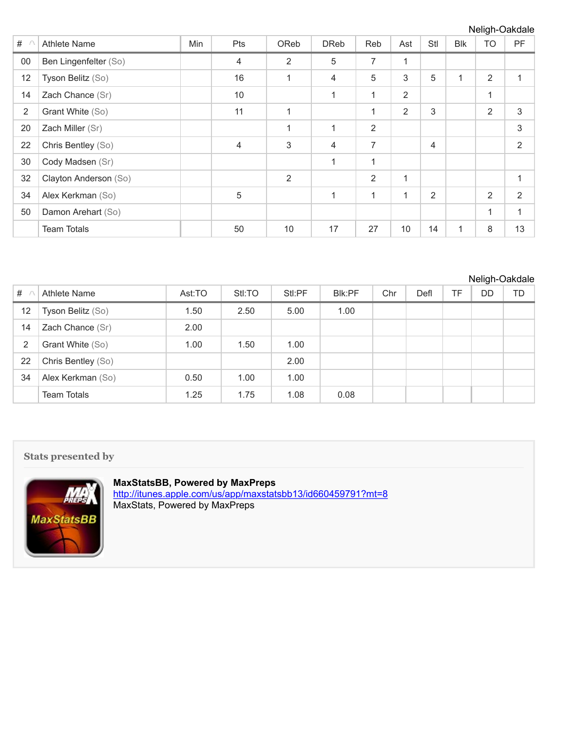Neligh-Oakdale

| # | Athlete Name | Min | Pts | OReb | DReb | Reb | Ast | Stl | Blk | TO | PF |
|---|---|---|---|---|---|---|---|---|---|---|---|
| 00 | Ben Lingenfelter (So) | | 4 | 2 | 5 | 7 | 1 | | | | |
| 12 | Tyson Belitz (So) | | 16 | 1 | 4 | 5 | 3 | 5 | 1 | 2 | 1 |
| 14 | Zach Chance (Sr) | | 10 | | 1 | 1 | 2 | | | 1 | |
| 2 | Grant White (So) | | 11 | 1 | | 1 | 2 | 3 | | 2 | 3 |
| 20 | Zach Miller (Sr) | | | 1 | 1 | 2 | | | | | 3 |
| 22 | Chris Bentley (So) | | 4 | 3 | 4 | 7 | | 4 | | | 2 |
| 30 | Cody Madsen (Sr) | | | | 1 | 1 | | | | | |
| 32 | Clayton Anderson (So) | | | 2 | | 2 | 1 | | | | 1 |
| 34 | Alex Kerkman (So) | | 5 | | 1 | 1 | 1 | 2 | | 2 | 2 |
| 50 | Damon Arehart (So) | | | | | | | | | 1 | 1 |
| | Team Totals | | 50 | 10 | 17 | 27 | 10 | 14 | 1 | 8 | 13 |

Neligh-Oakdale

| # | Athlete Name | Ast:TO | Stl:TO | Stl:PF | Blk:PF | Chr | Defl | TF | DD | TD |
|---|---|---|---|---|---|---|---|---|---|---|
| 12 | Tyson Belitz (So) | 1.50 | 2.50 | 5.00 | 1.00 | | | | | |
| 14 | Zach Chance (Sr) | 2.00 | | | | | | | | |
| 2 | Grant White (So) | 1.00 | 1.50 | 1.00 | | | | | | |
| 22 | Chris Bentley (So) | | | 2.00 | | | | | | |
| 34 | Alex Kerkman (So) | 0.50 | 1.00 | 1.00 | | | | | | |
| | Team Totals | 1.25 | 1.75 | 1.08 | 0.08 | | | | | |

**Stats presented by**

**MaxStatsBB, Powered by MaxPreps**
http://itunes.apple.com/us/app/maxstatsbb13/id660459791?mt=8
MaxStats, Powered by MaxPreps